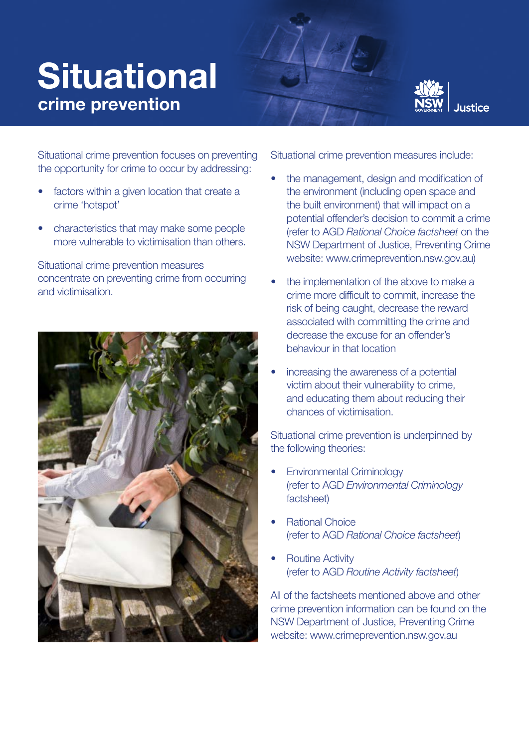# Situational
## crime prevention

Situational crime prevention focuses on preventing the opportunity for crime to occur by addressing:

- factors within a given location that create a crime 'hotspot'
- characteristics that may make some people more vulnerable to victimisation than others.

Situational crime prevention measures concentrate on preventing crime from occurring and victimisation.

Situational crime prevention measures include:

- the management, design and modification of the environment (including open space and the built environment) that will impact on a potential offender's decision to commit a crime (refer to AGD *Rational Choice factsheet* on the NSW Department of Justice, Preventing Crime website: www.crimeprevention.nsw.gov.au)
- the implementation of the above to make a crime more difficult to commit, increase the risk of being caught, decrease the reward associated with committing the crime and decrease the excuse for an offender's behaviour in that location
- increasing the awareness of a potential victim about their vulnerability to crime, and educating them about reducing their chances of victimisation.

Situational crime prevention is underpinned by the following theories:

- Environmental Criminology (refer to AGD *Environmental Criminology* factsheet)
- Rational Choice (refer to AGD *Rational Choice factsheet*)
- Routine Activity (refer to AGD *Routine Activity factsheet*)

All of the factsheets mentioned above and other crime prevention information can be found on the NSW Department of Justice, Preventing Crime website: www.crimeprevention.nsw.gov.au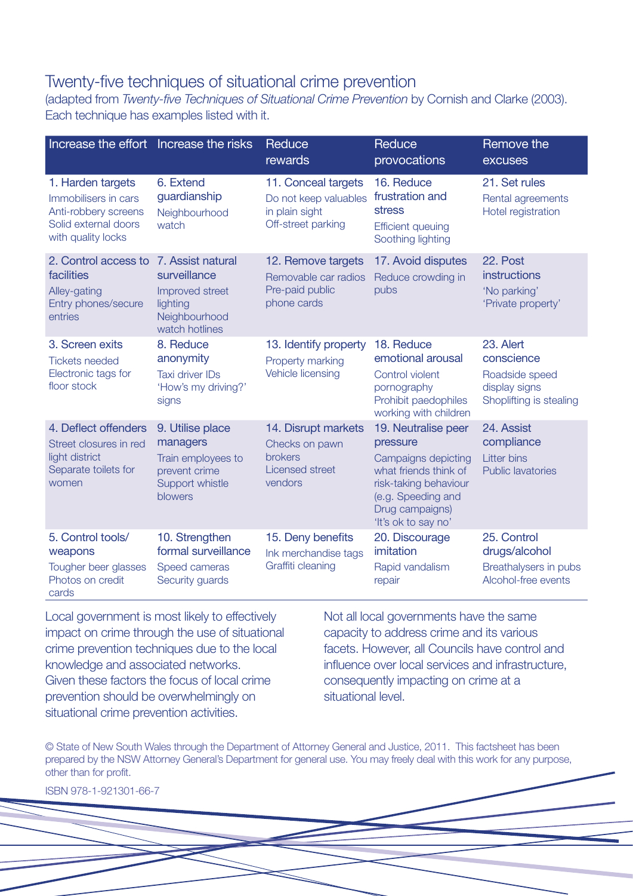## Twenty-five techniques of situational crime prevention

(adapted from *Twenty-five Techniques of Situational Crime Prevention* by Cornish and Clarke (2003). Each technique has examples listed with it.

| Increase the effort | Increase the risks | Reduce rewards | Reduce provocations | Remove the excuses |
|---|---|---|---|---|
| 1. Harden targets<br>Immobilisers in cars<br>Anti-robbery screens<br>Solid external doors with quality locks | 6. Extend guardianship<br>Neighbourhood watch | 11. Conceal targets<br>Do not keep valuables in plain sight<br>Off-street parking | 16. Reduce frustration and stress<br>Efficient queuing<br>Soothing lighting | 21. Set rules<br>Rental agreements<br>Hotel registration |
| 2. Control access to facilities<br>Alley-gating<br>Entry phones/secure entries | 7. Assist natural surveillance<br>Improved street lighting<br>Neighbourhood watch hotlines | 12. Remove targets<br>Removable car radios<br>Pre-paid public phone cards | 17. Avoid disputes<br>Reduce crowding in pubs | 22. Post instructions<br>'No parking'<br>'Private property' |
| 3. Screen exits<br>Tickets needed<br>Electronic tags for floor stock | 8. Reduce anonymity<br>Taxi driver IDs<br>'How's my driving?' signs | 13. Identify property<br>Property marking<br>Vehicle licensing | 18. Reduce emotional arousal<br>Control violent pornography<br>Prohibit paedophiles working with children | 23. Alert conscience<br>Roadside speed display signs<br>Shoplifting is stealing |
| 4. Deflect offenders<br>Street closures in red light district<br>Separate toilets for women | 9. Utilise place managers<br>Train employees to prevent crime<br>Support whistle blowers | 14. Disrupt markets<br>Checks on pawn brokers<br>Licensed street vendors | 19. Neutralise peer pressure<br>Campaigns depicting what friends think of risk-taking behaviour (e.g. Speeding and Drug campaigns)<br>'It's ok to say no' | 24. Assist compliance<br>Litter bins<br>Public lavatories |
| 5. Control tools/weapons<br>Tougher beer glasses<br>Photos on credit cards | 10. Strengthen formal surveillance<br>Speed cameras<br>Security guards | 15. Deny benefits<br>Ink merchandise tags<br>Graffiti cleaning | 20. Discourage imitation<br>Rapid vandalism repair | 25. Control drugs/alcohol<br>Breathalysers in pubs<br>Alcohol-free events |

Local government is most likely to effectively impact on crime through the use of situational crime prevention techniques due to the local knowledge and associated networks. Given these factors the focus of local crime prevention should be overwhelmingly on situational crime prevention activities.

Not all local governments have the same capacity to address crime and its various facets. However, all Councils have control and influence over local services and infrastructure, consequently impacting on crime at a situational level.

© State of New South Wales through the Department of Attorney General and Justice, 2011. This factsheet has been prepared by the NSW Attorney General's Department for general use. You may freely deal with this work for any purpose, other than for profit.

ISBN 978-1-921301-66-7